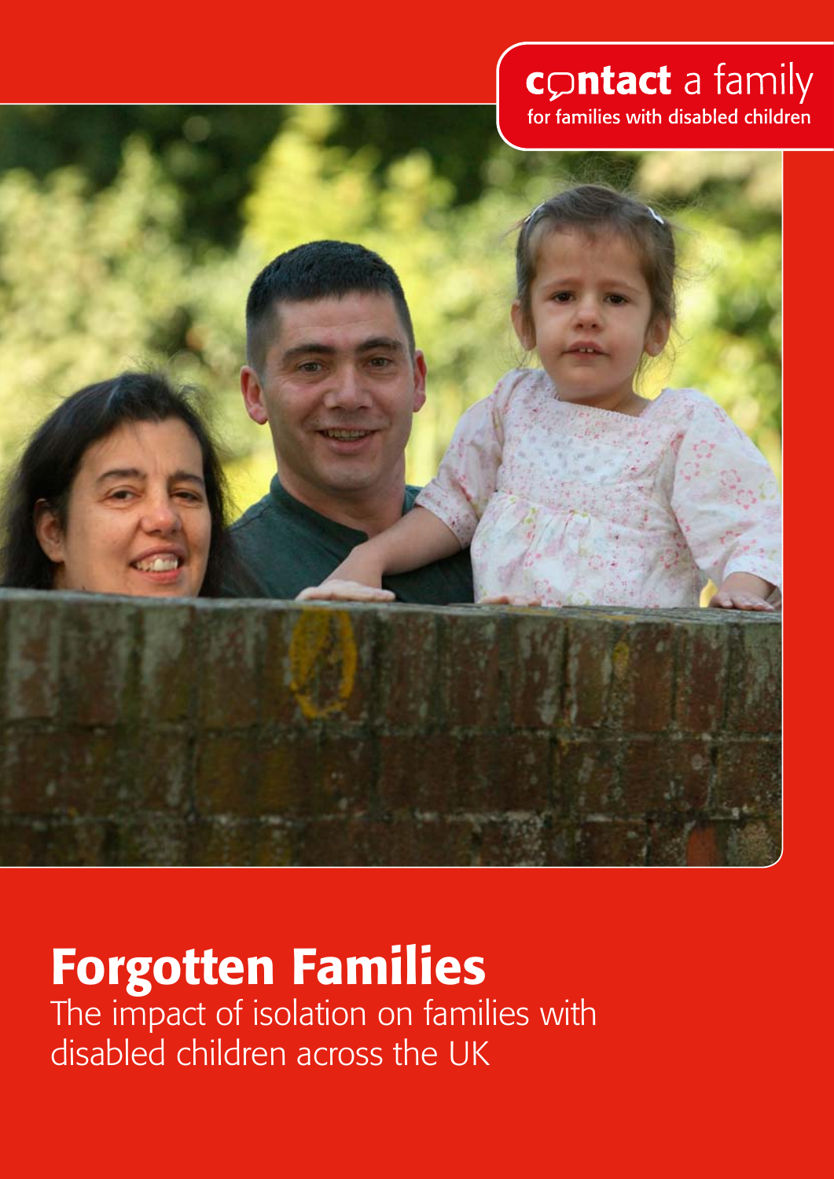contact a family
for families with disabled children

# Forgotten Families

The impact of isolation on families with disabled children across the UK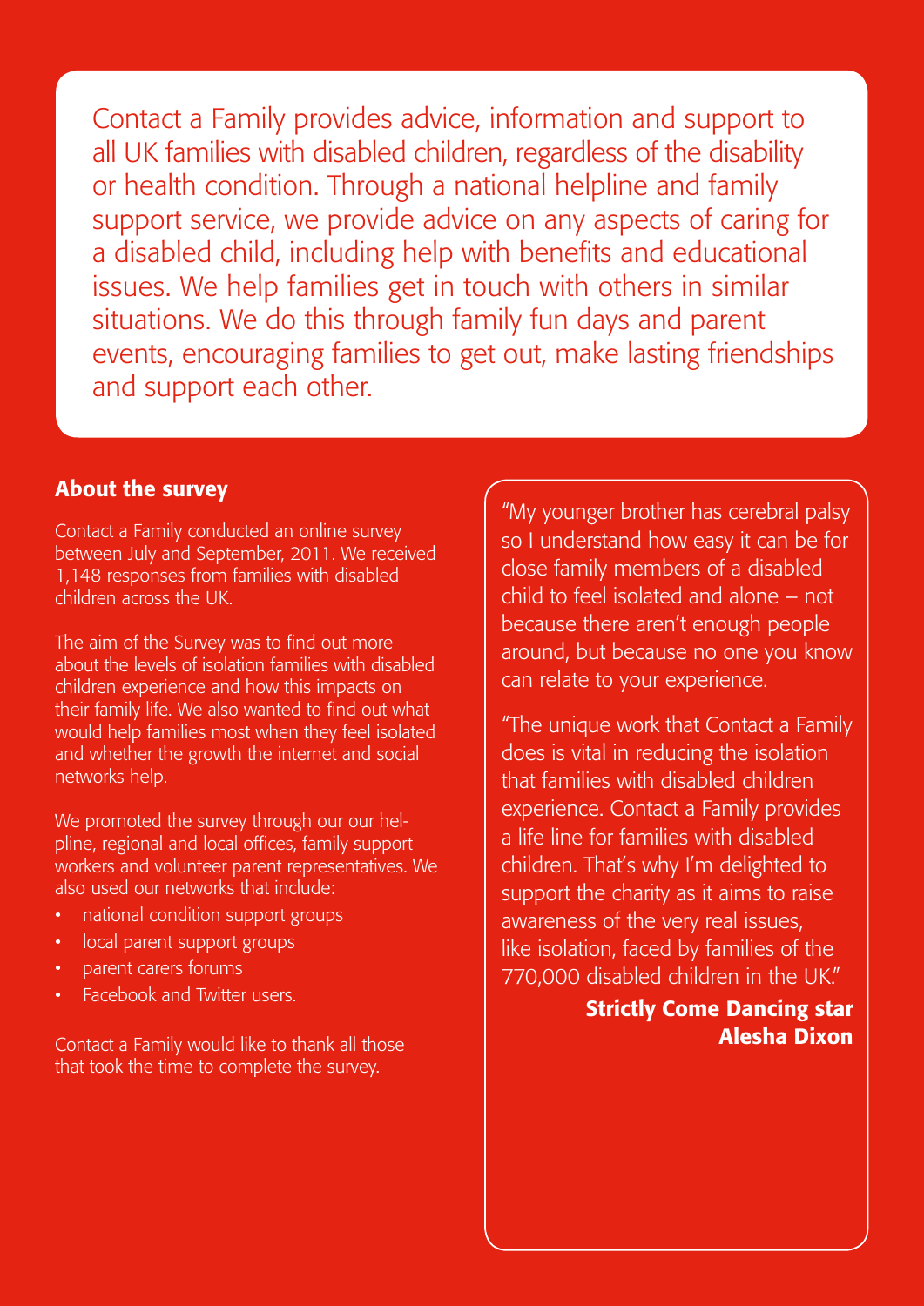Contact a Family provides advice, information and support to all UK families with disabled children, regardless of the disability or health condition. Through a national helpline and family support service, we provide advice on any aspects of caring for a disabled child, including help with benefits and educational issues. We help families get in touch with others in similar situations. We do this through family fun days and parent events, encouraging families to get out, make lasting friendships and support each other.

## About the survey

Contact a Family conducted an online survey between July and September, 2011. We received 1,148 responses from families with disabled children across the UK.

The aim of the Survey was to find out more about the levels of isolation families with disabled children experience and how this impacts on their family life. We also wanted to find out what would help families most when they feel isolated and whether the growth the internet and social networks help.

We promoted the survey through our our hel-pline, regional and local offices, family support workers and volunteer parent representatives. We also used our networks that include:

- national condition support groups
- local parent support groups
- parent carers forums
- Facebook and Twitter users.

Contact a Family would like to thank all those that took the time to complete the survey.

"My younger brother has cerebral palsy so I understand how easy it can be for close family members of a disabled child to feel isolated and alone – not because there aren't enough people around, but because no one you know can relate to your experience.

"The unique work that Contact a Family does is vital in reducing the isolation that families with disabled children experience. Contact a Family provides a life line for families with disabled children. That's why I'm delighted to support the charity as it aims to raise awareness of the very real issues, like isolation, faced by families of the 770,000 disabled children in the UK."

**Strictly Come Dancing star Alesha Dixon**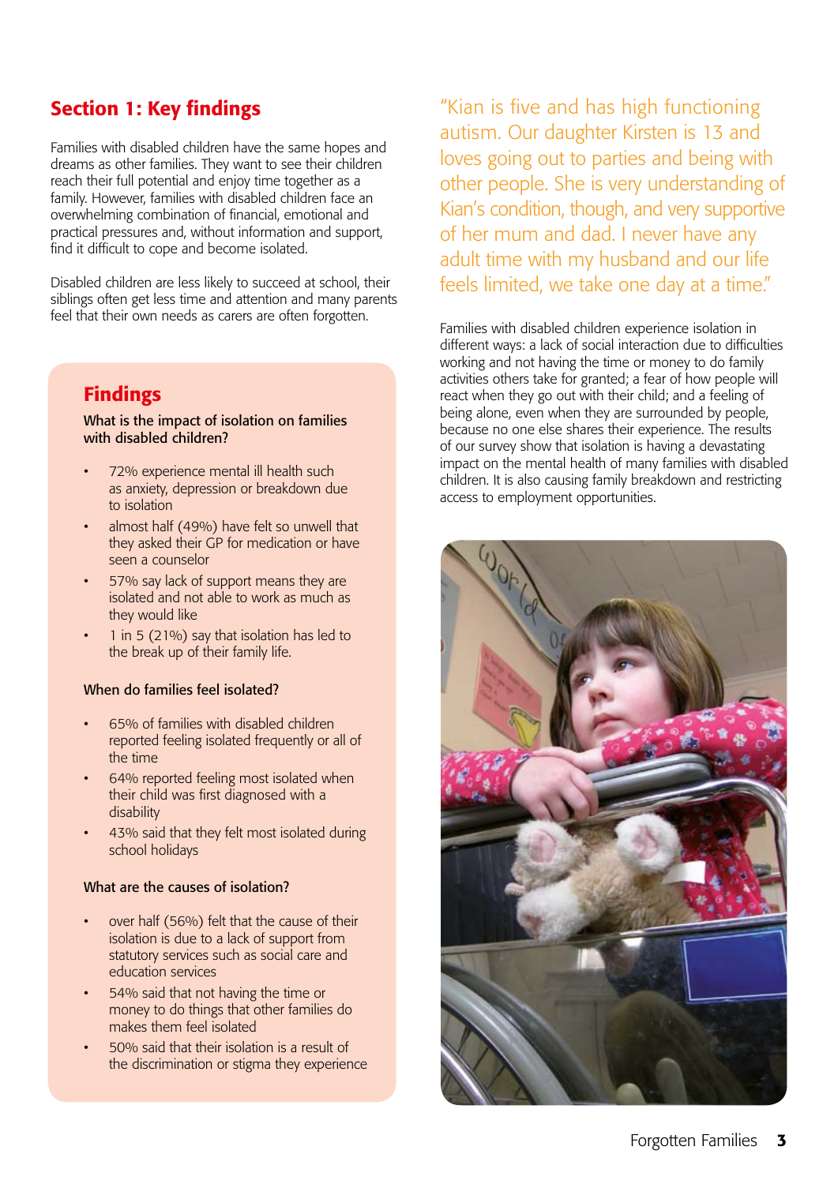## Section 1: Key findings

Families with disabled children have the same hopes and dreams as other families. They want to see their children reach their full potential and enjoy time together as a family. However, families with disabled children face an overwhelming combination of financial, emotional and practical pressures and, without information and support, find it difficult to cope and become isolated.

Disabled children are less likely to succeed at school, their siblings often get less time and attention and many parents feel that their own needs as carers are often forgotten.

### Findings

**What is the impact of isolation on families with disabled children?**

- 72% experience mental ill health such as anxiety, depression or breakdown due to isolation
- almost half (49%) have felt so unwell that they asked their GP for medication or have seen a counselor
- 57% say lack of support means they are isolated and not able to work as much as they would like
- 1 in 5 (21%) say that isolation has led to the break up of their family life.

**When do families feel isolated?**

- 65% of families with disabled children reported feeling isolated frequently or all of the time
- 64% reported feeling most isolated when their child was first diagnosed with a disability
- 43% said that they felt most isolated during school holidays

**What are the causes of isolation?**

- over half (56%) felt that the cause of their isolation is due to a lack of support from statutory services such as social care and education services
- 54% said that not having the time or money to do things that other families do makes them feel isolated
- 50% said that their isolation is a result of the discrimination or stigma they experience

"Kian is five and has high functioning autism. Our daughter Kirsten is 13 and loves going out to parties and being with other people. She is very understanding of Kian's condition, though, and very supportive of her mum and dad. I never have any adult time with my husband and our life feels limited, we take one day at a time."

Families with disabled children experience isolation in different ways: a lack of social interaction due to difficulties working and not having the time or money to do family activities others take for granted; a fear of how people will react when they go out with their child; and a feeling of being alone, even when they are surrounded by people, because no one else shares their experience. The results of our survey show that isolation is having a devastating impact on the mental health of many families with disabled children. It is also causing family breakdown and restricting access to employment opportunities.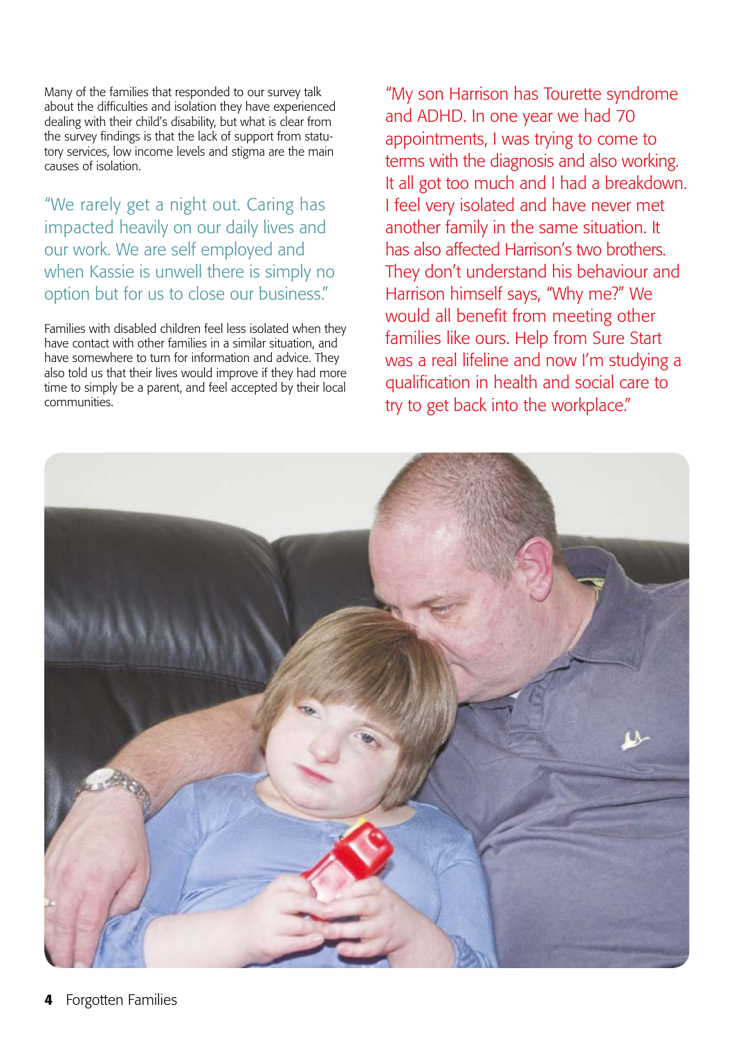Many of the families that responded to our survey talk about the difficulties and isolation they have experienced dealing with their child's disability, but what is clear from the survey findings is that the lack of support from statutory services, low income levels and stigma are the main causes of isolation.

"We rarely get a night out. Caring has impacted heavily on our daily lives and our work. We are self employed and when Kassie is unwell there is simply no option but for us to close our business."

Families with disabled children feel less isolated when they have contact with other families in a similar situation, and have somewhere to turn for information and advice. They also told us that their lives would improve if they had more time to simply be a parent, and feel accepted by their local communities.

"My son Harrison has Tourette syndrome and ADHD. In one year we had 70 appointments, I was trying to come to terms with the diagnosis and also working. It all got too much and I had a breakdown. I feel very isolated and have never met another family in the same situation. It has also affected Harrison's two brothers. They don't understand his behaviour and Harrison himself says, "Why me?" We would all benefit from meeting other families like ours. Help from Sure Start was a real lifeline and now I'm studying a qualification in health and social care to try to get back into the workplace."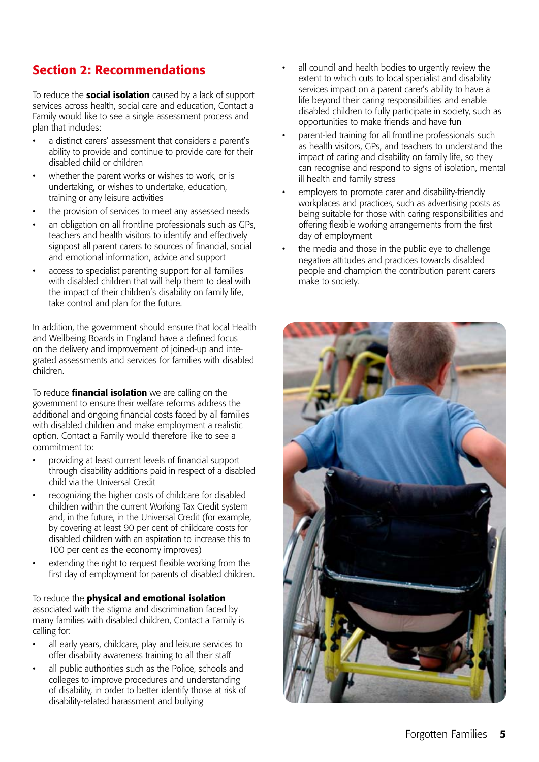## Section 2: Recommendations

To reduce the **social isolation** caused by a lack of support services across health, social care and education, Contact a Family would like to see a single assessment process and plan that includes:

- a distinct carers' assessment that considers a parent's ability to provide and continue to provide care for their disabled child or children
- whether the parent works or wishes to work, or is undertaking, or wishes to undertake, education, training or any leisure activities
- the provision of services to meet any assessed needs
- an obligation on all frontline professionals such as GPs, teachers and health visitors to identify and effectively signpost all parent carers to sources of financial, social and emotional information, advice and support
- access to specialist parenting support for all families with disabled children that will help them to deal with the impact of their children's disability on family life, take control and plan for the future.

In addition, the government should ensure that local Health and Wellbeing Boards in England have a defined focus on the delivery and improvement of joined-up and integrated assessments and services for families with disabled children.

To reduce **financial isolation** we are calling on the government to ensure their welfare reforms address the additional and ongoing financial costs faced by all families with disabled children and make employment a realistic option. Contact a Family would therefore like to see a commitment to:

- providing at least current levels of financial support through disability additions paid in respect of a disabled child via the Universal Credit
- recognizing the higher costs of childcare for disabled children within the current Working Tax Credit system and, in the future, in the Universal Credit (for example, by covering at least 90 per cent of childcare costs for disabled children with an aspiration to increase this to 100 per cent as the economy improves)
- extending the right to request flexible working from the first day of employment for parents of disabled children.

To reduce the **physical and emotional isolation** associated with the stigma and discrimination faced by many families with disabled children, Contact a Family is calling for:

- all early years, childcare, play and leisure services to offer disability awareness training to all their staff
- all public authorities such as the Police, schools and colleges to improve procedures and understanding of disability, in order to better identify those at risk of disability-related harassment and bullying
- all council and health bodies to urgently review the extent to which cuts to local specialist and disability services impact on a parent carer's ability to have a life beyond their caring responsibilities and enable disabled children to fully participate in society, such as opportunities to make friends and have fun
- parent-led training for all frontline professionals such as health visitors, GPs, and teachers to understand the impact of caring and disability on family life, so they can recognise and respond to signs of isolation, mental ill health and family stress
- employers to promote carer and disability-friendly workplaces and practices, such as advertising posts as being suitable for those with caring responsibilities and offering flexible working arrangements from the first day of employment
- the media and those in the public eye to challenge negative attitudes and practices towards disabled people and champion the contribution parent carers make to society.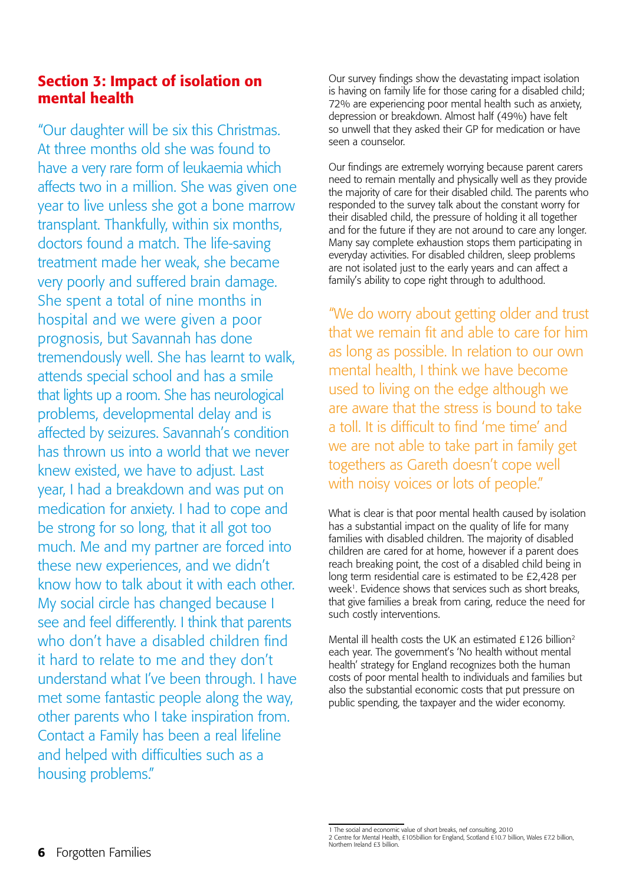## Section 3: Impact of isolation on mental health

"Our daughter will be six this Christmas. At three months old she was found to have a very rare form of leukaemia which affects two in a million. She was given one year to live unless she got a bone marrow transplant. Thankfully, within six months, doctors found a match. The life-saving treatment made her weak, she became very poorly and suffered brain damage. She spent a total of nine months in hospital and we were given a poor prognosis, but Savannah has done tremendously well. She has learnt to walk, attends special school and has a smile that lights up a room. She has neurological problems, developmental delay and is affected by seizures. Savannah's condition has thrown us into a world that we never knew existed, we have to adjust. Last year, I had a breakdown and was put on medication for anxiety. I had to cope and be strong for so long, that it all got too much. Me and my partner are forced into these new experiences, and we didn't know how to talk about it with each other. My social circle has changed because I see and feel differently. I think that parents who don't have a disabled children find it hard to relate to me and they don't understand what I've been through. I have met some fantastic people along the way, other parents who I take inspiration from. Contact a Family has been a real lifeline and helped with difficulties such as a housing problems."

Our survey findings show the devastating impact isolation is having on family life for those caring for a disabled child; 72% are experiencing poor mental health such as anxiety, depression or breakdown. Almost half (49%) have felt so unwell that they asked their GP for medication or have seen a counselor.

Our findings are extremely worrying because parent carers need to remain mentally and physically well as they provide the majority of care for their disabled child. The parents who responded to the survey talk about the constant worry for their disabled child, the pressure of holding it all together and for the future if they are not around to care any longer. Many say complete exhaustion stops them participating in everyday activities. For disabled children, sleep problems are not isolated just to the early years and can affect a family's ability to cope right through to adulthood.

"We do worry about getting older and trust that we remain fit and able to care for him as long as possible. In relation to our own mental health, I think we have become used to living on the edge although we are aware that the stress is bound to take a toll. It is difficult to find 'me time' and we are not able to take part in family get togethers as Gareth doesn't cope well with noisy voices or lots of people."

What is clear is that poor mental health caused by isolation has a substantial impact on the quality of life for many families with disabled children. The majority of disabled children are cared for at home, however if a parent does reach breaking point, the cost of a disabled child being in long term residential care is estimated to be £2,428 per week[1]. Evidence shows that services such as short breaks, that give families a break from caring, reduce the need for such costly interventions.

Mental ill health costs the UK an estimated £126 billion[2] each year. The government's 'No health without mental health' strategy for England recognizes both the human costs of poor mental health to individuals and families but also the substantial economic costs that put pressure on public spending, the taxpayer and the wider economy.

1 The social and economic value of short breaks, nef consulting, 2010
2 Centre for Mental Health, £105billion for England, Scotland £10.7 billion, Wales £7.2 billion, Northern Ireland £3 billion.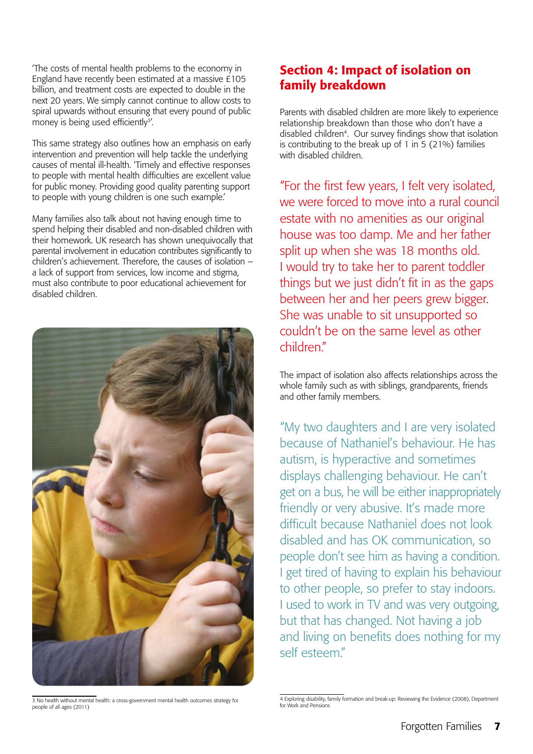'The costs of mental health problems to the economy in England have recently been estimated at a massive £105 billion, and treatment costs are expected to double in the next 20 years. We simply cannot continue to allow costs to spiral upwards without ensuring that every pound of public money is being used efficiently[3]'.

This same strategy also outlines how an emphasis on early intervention and prevention will help tackle the underlying causes of mental ill-health. 'Timely and effective responses to people with mental health difficulties are excellent value for public money. Providing good quality parenting support to people with young children is one such example.'

Many families also talk about not having enough time to spend helping their disabled and non-disabled children with their homework. UK research has shown unequivocally that parental involvement in education contributes significantly to children's achievement. Therefore, the causes of isolation – a lack of support from services, low income and stigma, must also contribute to poor educational achievement for disabled children.

3 No health without mental health: a cross-government mental health outcomes strategy for people of all ages (2011)

## Section 4: Impact of isolation on family breakdown

Parents with disabled children are more likely to experience relationship breakdown than those who don't have a disabled children[4]. Our survey findings show that isolation is contributing to the break up of 1 in 5 (21%) families with disabled children.

"For the first few years, I felt very isolated, we were forced to move into a rural council estate with no amenities as our original house was too damp. Me and her father split up when she was 18 months old. I would try to take her to parent toddler things but we just didn't fit in as the gaps between her and her peers grew bigger. She was unable to sit unsupported so couldn't be on the same level as other children."

The impact of isolation also affects relationships across the whole family such as with siblings, grandparents, friends and other family members.

"My two daughters and I are very isolated because of Nathaniel's behaviour. He has autism, is hyperactive and sometimes displays challenging behaviour. He can't get on a bus, he will be either inappropriately friendly or very abusive. It's made more difficult because Nathaniel does not look disabled and has OK communication, so people don't see him as having a condition. I get tired of having to explain his behaviour to other people, so prefer to stay indoors. I used to work in TV and was very outgoing, but that has changed. Not having a job and living on benefits does nothing for my self esteem."

4 Exploring disability, family formation and break-up: Reviewing the Evidence (2008), Department for Work and Pensions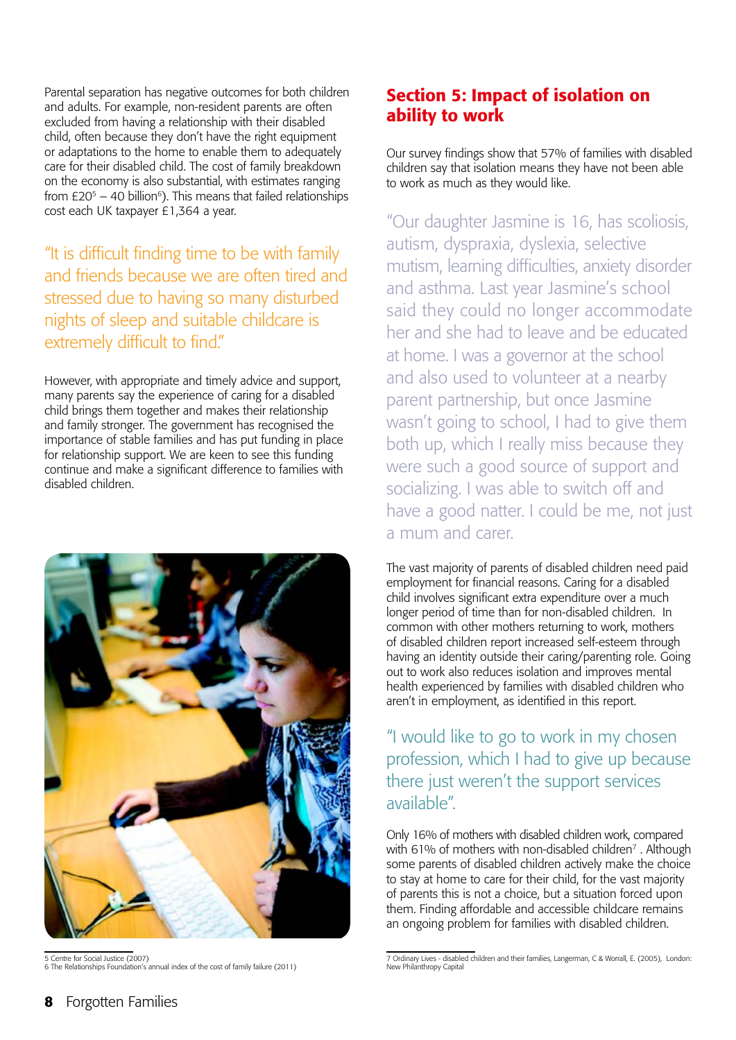Parental separation has negative outcomes for both children and adults. For example, non-resident parents are often excluded from having a relationship with their disabled child, often because they don't have the right equipment or adaptations to the home to enable them to adequately care for their disabled child. The cost of family breakdown on the economy is also substantial, with estimates ranging from £20[5] – 40 billion[6]). This means that failed relationships cost each UK taxpayer £1,364 a year.

"It is difficult finding time to be with family and friends because we are often tired and stressed due to having so many disturbed nights of sleep and suitable childcare is extremely difficult to find."

However, with appropriate and timely advice and support, many parents say the experience of caring for a disabled child brings them together and makes their relationship and family stronger. The government has recognised the importance of stable families and has put funding in place for relationship support. We are keen to see this funding continue and make a significant difference to families with disabled children.

5 Centre for Social Justice (2007)
6 The Relationships Foundation's annual index of the cost of family failure (2011)

## Section 5: Impact of isolation on ability to work

Our survey findings show that 57% of families with disabled children say that isolation means they have not been able to work as much as they would like.

"Our daughter Jasmine is 16, has scoliosis, autism, dyspraxia, dyslexia, selective mutism, learning difficulties, anxiety disorder and asthma. Last year Jasmine's school said they could no longer accommodate her and she had to leave and be educated at home. I was a governor at the school and also used to volunteer at a nearby parent partnership, but once Jasmine wasn't going to school, I had to give them both up, which I really miss because they were such a good source of support and socializing. I was able to switch off and have a good natter. I could be me, not just a mum and carer.

The vast majority of parents of disabled children need paid employment for financial reasons. Caring for a disabled child involves significant extra expenditure over a much longer period of time than for non-disabled children. In common with other mothers returning to work, mothers of disabled children report increased self-esteem through having an identity outside their caring/parenting role. Going out to work also reduces isolation and improves mental health experienced by families with disabled children who aren't in employment, as identified in this report.

"I would like to go to work in my chosen profession, which I had to give up because there just weren't the support services available".

Only 16% of mothers with disabled children work, compared with 61% of mothers with non-disabled children[7] . Although some parents of disabled children actively make the choice to stay at home to care for their child, for the vast majority of parents this is not a choice, but a situation forced upon them. Finding affordable and accessible childcare remains an ongoing problem for families with disabled children.

7 Ordinary Lives - disabled children and their families, Langerman, C & Worrall, E. (2005), London: New Philanthropy Capital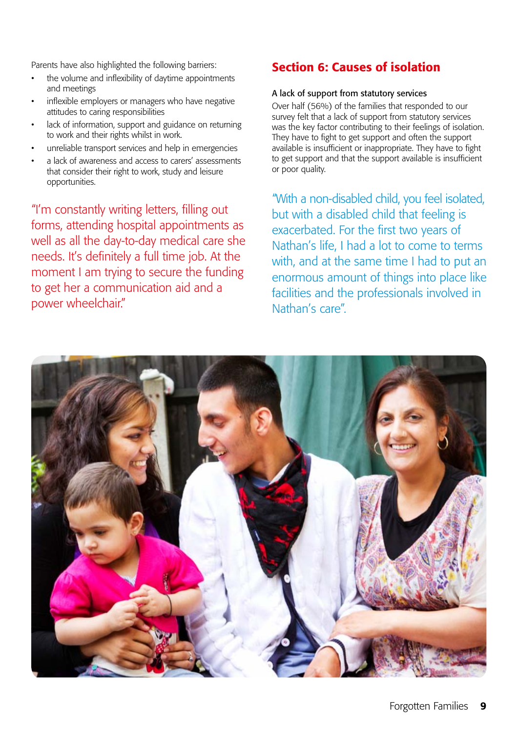Parents have also highlighted the following barriers:

- the volume and inflexibility of daytime appointments and meetings
- inflexible employers or managers who have negative attitudes to caring responsibilities
- lack of information, support and guidance on returning to work and their rights whilst in work.
- unreliable transport services and help in emergencies
- a lack of awareness and access to carers' assessments that consider their right to work, study and leisure opportunities.

"I'm constantly writing letters, filling out forms, attending hospital appointments as well as all the day-to-day medical care she needs. It's definitely a full time job. At the moment I am trying to secure the funding to get her a communication aid and a power wheelchair."

## Section 6: Causes of isolation

### A lack of support from statutory services

Over half (56%) of the families that responded to our survey felt that a lack of support from statutory services was the key factor contributing to their feelings of isolation. They have to fight to get support and often the support available is insufficient or inappropriate. They have to fight to get support and that the support available is insufficient or poor quality.

"With a non-disabled child, you feel isolated, but with a disabled child that feeling is exacerbated. For the first two years of Nathan's life, I had a lot to come to terms with, and at the same time I had to put an enormous amount of things into place like facilities and the professionals involved in Nathan's care".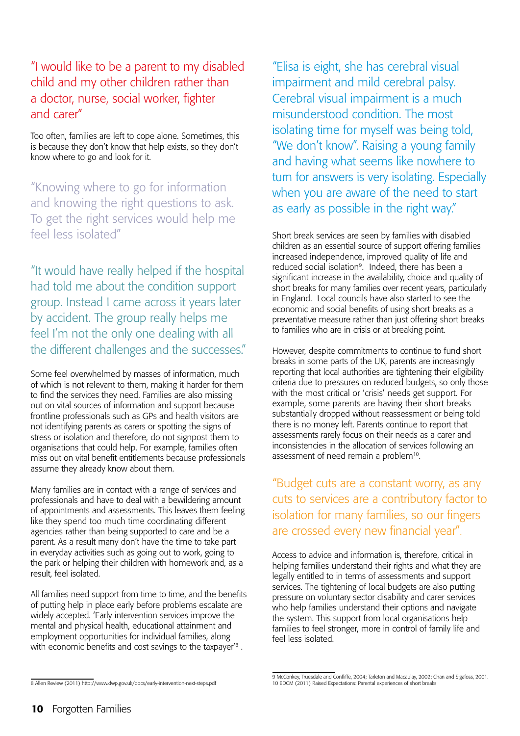"I would like to be a parent to my disabled child and my other children rather than a doctor, nurse, social worker, fighter and carer"

Too often, families are left to cope alone. Sometimes, this is because they don't know that help exists, so they don't know where to go and look for it.

"Knowing where to go for information and knowing the right questions to ask. To get the right services would help me feel less isolated"

"It would have really helped if the hospital had told me about the condition support group. Instead I came across it years later by accident. The group really helps me feel I'm not the only one dealing with all the different challenges and the successes."

Some feel overwhelmed by masses of information, much of which is not relevant to them, making it harder for them to find the services they need. Families are also missing out on vital sources of information and support because frontline professionals such as GPs and health visitors are not identifying parents as carers or spotting the signs of stress or isolation and therefore, do not signpost them to organisations that could help. For example, families often miss out on vital benefit entitlements because professionals assume they already know about them.

Many families are in contact with a range of services and professionals and have to deal with a bewildering amount of appointments and assessments. This leaves them feeling like they spend too much time coordinating different agencies rather than being supported to care and be a parent. As a result many don't have the time to take part in everyday activities such as going out to work, going to the park or helping their children with homework and, as a result, feel isolated.

All families need support from time to time, and the benefits of putting help in place early before problems escalate are widely accepted. 'Early intervention services improve the mental and physical health, educational attainment and employment opportunities for individual families, along with economic benefits and cost savings to the taxpayer'[8] .

"Elisa is eight, she has cerebral visual impairment and mild cerebral palsy. Cerebral visual impairment is a much misunderstood condition. The most isolating time for myself was being told, "We don't know". Raising a young family and having what seems like nowhere to turn for answers is very isolating. Especially when you are aware of the need to start as early as possible in the right way."

Short break services are seen by families with disabled children as an essential source of support offering families increased independence, improved quality of life and reduced social isolation[9]. Indeed, there has been a significant increase in the availability, choice and quality of short breaks for many families over recent years, particularly in England. Local councils have also started to see the economic and social benefits of using short breaks as a preventative measure rather than just offering short breaks to families who are in crisis or at breaking point.

However, despite commitments to continue to fund short breaks in some parts of the UK, parents are increasingly reporting that local authorities are tightening their eligibility criteria due to pressures on reduced budgets, so only those with the most critical or 'crisis' needs get support. For example, some parents are having their short breaks substantially dropped without reassessment or being told there is no money left. Parents continue to report that assessments rarely focus on their needs as a carer and inconsistencies in the allocation of services following an assessment of need remain a problem[10].

"Budget cuts are a constant worry, as any cuts to services are a contributory factor to isolation for many families, so our fingers are crossed every new financial year".

Access to advice and information is, therefore, critical in helping families understand their rights and what they are legally entitled to in terms of assessments and support services. The tightening of local budgets are also putting pressure on voluntary sector disability and carer services who help families understand their options and navigate the system. This support from local organisations help families to feel stronger, more in control of family life and feel less isolated.

---

8 Allen Review (2011) http://www.dwp.gov.uk/docs/early-intervention-next-steps.pdf

9 McConkey, Truesdale and Confliffe, 2004; Tarleton and Macaulay, 2002; Chan and Sigafoss, 2001.
10 EDCM (2011) Raised Expectations: Parental experiences of short breaks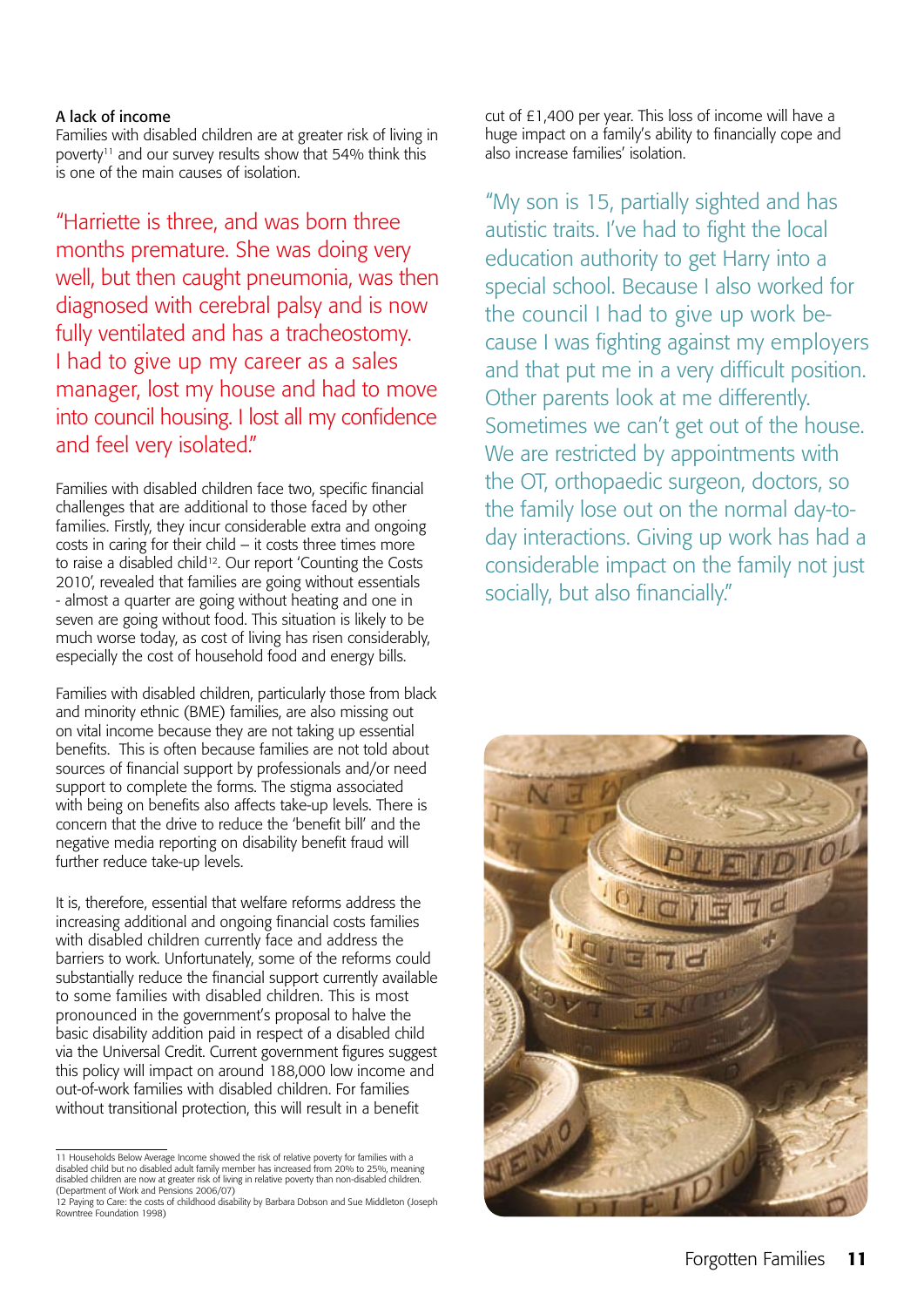### A lack of income

Families with disabled children are at greater risk of living in poverty[11] and our survey results show that 54% think this is one of the main causes of isolation.

> "Harriette is three, and was born three months premature. She was doing very well, but then caught pneumonia, was then diagnosed with cerebral palsy and is now fully ventilated and has a tracheostomy. I had to give up my career as a sales manager, lost my house and had to move into council housing. I lost all my confidence and feel very isolated."

Families with disabled children face two, specific financial challenges that are additional to those faced by other families. Firstly, they incur considerable extra and ongoing costs in caring for their child – it costs three times more to raise a disabled child[12]. Our report 'Counting the Costs 2010', revealed that families are going without essentials - almost a quarter are going without heating and one in seven are going without food. This situation is likely to be much worse today, as cost of living has risen considerably, especially the cost of household food and energy bills.

Families with disabled children, particularly those from black and minority ethnic (BME) families, are also missing out on vital income because they are not taking up essential benefits. This is often because families are not told about sources of financial support by professionals and/or need support to complete the forms. The stigma associated with being on benefits also affects take-up levels. There is concern that the drive to reduce the 'benefit bill' and the negative media reporting on disability benefit fraud will further reduce take-up levels.

It is, therefore, essential that welfare reforms address the increasing additional and ongoing financial costs families with disabled children currently face and address the barriers to work. Unfortunately, some of the reforms could substantially reduce the financial support currently available to some families with disabled children. This is most pronounced in the government's proposal to halve the basic disability addition paid in respect of a disabled child via the Universal Credit. Current government figures suggest this policy will impact on around 188,000 low income and out-of-work families with disabled children. For families without transitional protection, this will result in a benefit cut of £1,400 per year. This loss of income will have a huge impact on a family's ability to financially cope and also increase families' isolation.

> "My son is 15, partially sighted and has autistic traits. I've had to fight the local education authority to get Harry into a special school. Because I also worked for the council I had to give up work because I was fighting against my employers and that put me in a very difficult position. Other parents look at me differently. Sometimes we can't get out of the house. We are restricted by appointments with the OT, orthopaedic surgeon, doctors, so the family lose out on the normal day-to-day interactions. Giving up work has had a considerable impact on the family not just socially, but also financially."

---

11 Households Below Average Income showed the risk of relative poverty for families with a disabled child but no disabled adult family member has increased from 20% to 25%, meaning disabled children are now at greater risk of living in relative poverty than non-disabled children. (Department of Work and Pensions 2006/07)

12 Paying to Care: the costs of childhood disability by Barbara Dobson and Sue Middleton (Joseph Rowntree Foundation 1998)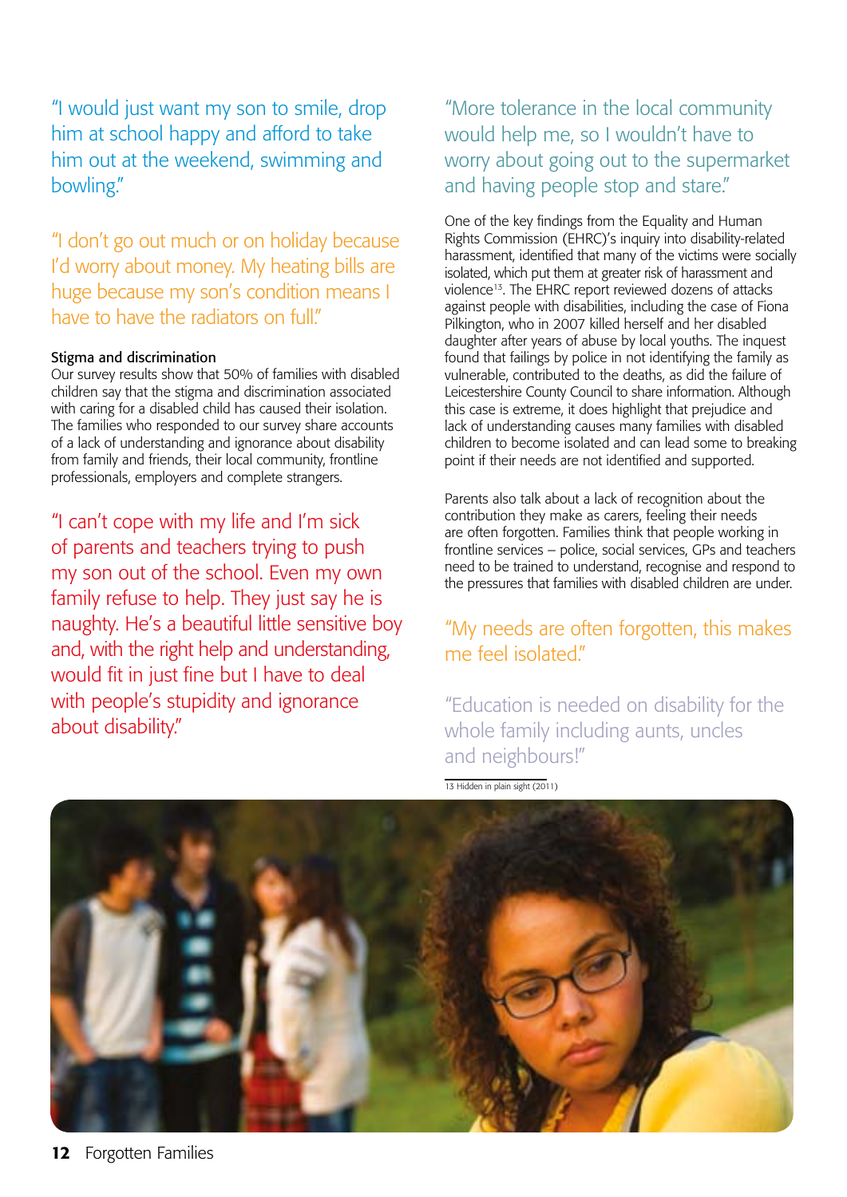"I would just want my son to smile, drop him at school happy and afford to take him out at the weekend, swimming and bowling."

"I don't go out much or on holiday because I'd worry about money. My heating bills are huge because my son's condition means I have to have the radiators on full."

**Stigma and discrimination**

Our survey results show that 50% of families with disabled children say that the stigma and discrimination associated with caring for a disabled child has caused their isolation. The families who responded to our survey share accounts of a lack of understanding and ignorance about disability from family and friends, their local community, frontline professionals, employers and complete strangers.

"I can't cope with my life and I'm sick of parents and teachers trying to push my son out of the school. Even my own family refuse to help. They just say he is naughty. He's a beautiful little sensitive boy and, with the right help and understanding, would fit in just fine but I have to deal with people's stupidity and ignorance about disability."

"More tolerance in the local community would help me, so I wouldn't have to worry about going out to the supermarket and having people stop and stare."

One of the key findings from the Equality and Human Rights Commission (EHRC)'s inquiry into disability-related harassment, identified that many of the victims were socially isolated, which put them at greater risk of harassment and violence[13]. The EHRC report reviewed dozens of attacks against people with disabilities, including the case of Fiona Pilkington, who in 2007 killed herself and her disabled daughter after years of abuse by local youths. The inquest found that failings by police in not identifying the family as vulnerable, contributed to the deaths, as did the failure of Leicestershire County Council to share information. Although this case is extreme, it does highlight that prejudice and lack of understanding causes many families with disabled children to become isolated and can lead some to breaking point if their needs are not identified and supported.

Parents also talk about a lack of recognition about the contribution they make as carers, feeling their needs are often forgotten. Families think that people working in frontline services – police, social services, GPs and teachers need to be trained to understand, recognise and respond to the pressures that families with disabled children are under.

"My needs are often forgotten, this makes me feel isolated."

"Education is needed on disability for the whole family including aunts, uncles and neighbours!"

13 Hidden in plain sight (2011)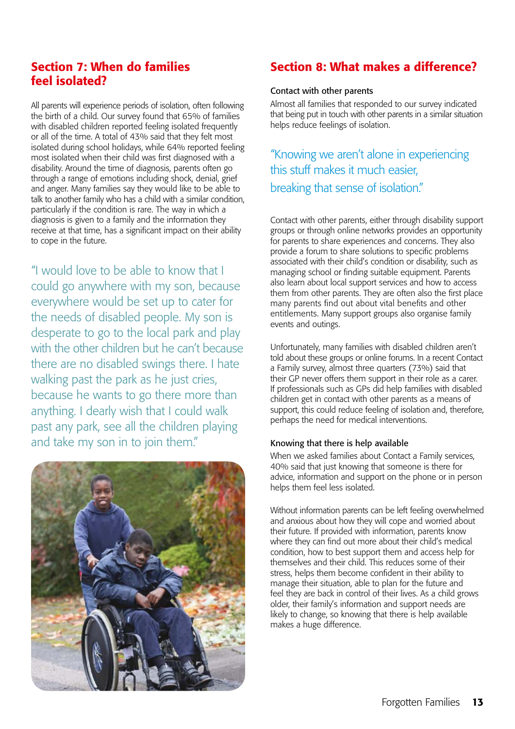## Section 7: When do families feel isolated?

All parents will experience periods of isolation, often following the birth of a child. Our survey found that 65% of families with disabled children reported feeling isolated frequently or all of the time. A total of 43% said that they felt most isolated during school holidays, while 64% reported feeling most isolated when their child was first diagnosed with a disability. Around the time of diagnosis, parents often go through a range of emotions including shock, denial, grief and anger. Many families say they would like to be able to talk to another family who has a child with a similar condition, particularly if the condition is rare. The way in which a diagnosis is given to a family and the information they receive at that time, has a significant impact on their ability to cope in the future.

"I would love to be able to know that I could go anywhere with my son, because everywhere would be set up to cater for the needs of disabled people. My son is desperate to go to the local park and play with the other children but he can't because there are no disabled swings there. I hate walking past the park as he just cries, because he wants to go there more than anything. I dearly wish that I could walk past any park, see all the children playing and take my son in to join them."

## Section 8: What makes a difference?

### Contact with other parents

Almost all families that responded to our survey indicated that being put in touch with other parents in a similar situation helps reduce feelings of isolation.

"Knowing we aren't alone in experiencing this stuff makes it much easier, breaking that sense of isolation."

Contact with other parents, either through disability support groups or through online networks provides an opportunity for parents to share experiences and concerns. They also provide a forum to share solutions to specific problems associated with their child's condition or disability, such as managing school or finding suitable equipment. Parents also learn about local support services and how to access them from other parents. They are often also the first place many parents find out about vital benefits and other entitlements. Many support groups also organise family events and outings.

Unfortunately, many families with disabled children aren't told about these groups or online forums. In a recent Contact a Family survey, almost three quarters (73%) said that their GP never offers them support in their role as a carer. If professionals such as GPs did help families with disabled children get in contact with other parents as a means of support, this could reduce feeling of isolation and, therefore, perhaps the need for medical interventions.

### Knowing that there is help available

When we asked families about Contact a Family services, 40% said that just knowing that someone is there for advice, information and support on the phone or in person helps them feel less isolated.

Without information parents can be left feeling overwhelmed and anxious about how they will cope and worried about their future. If provided with information, parents know where they can find out more about their child's medical condition, how to best support them and access help for themselves and their child. This reduces some of their stress, helps them become confident in their ability to manage their situation, able to plan for the future and feel they are back in control of their lives. As a child grows older, their family's information and support needs are likely to change, so knowing that there is help available makes a huge difference.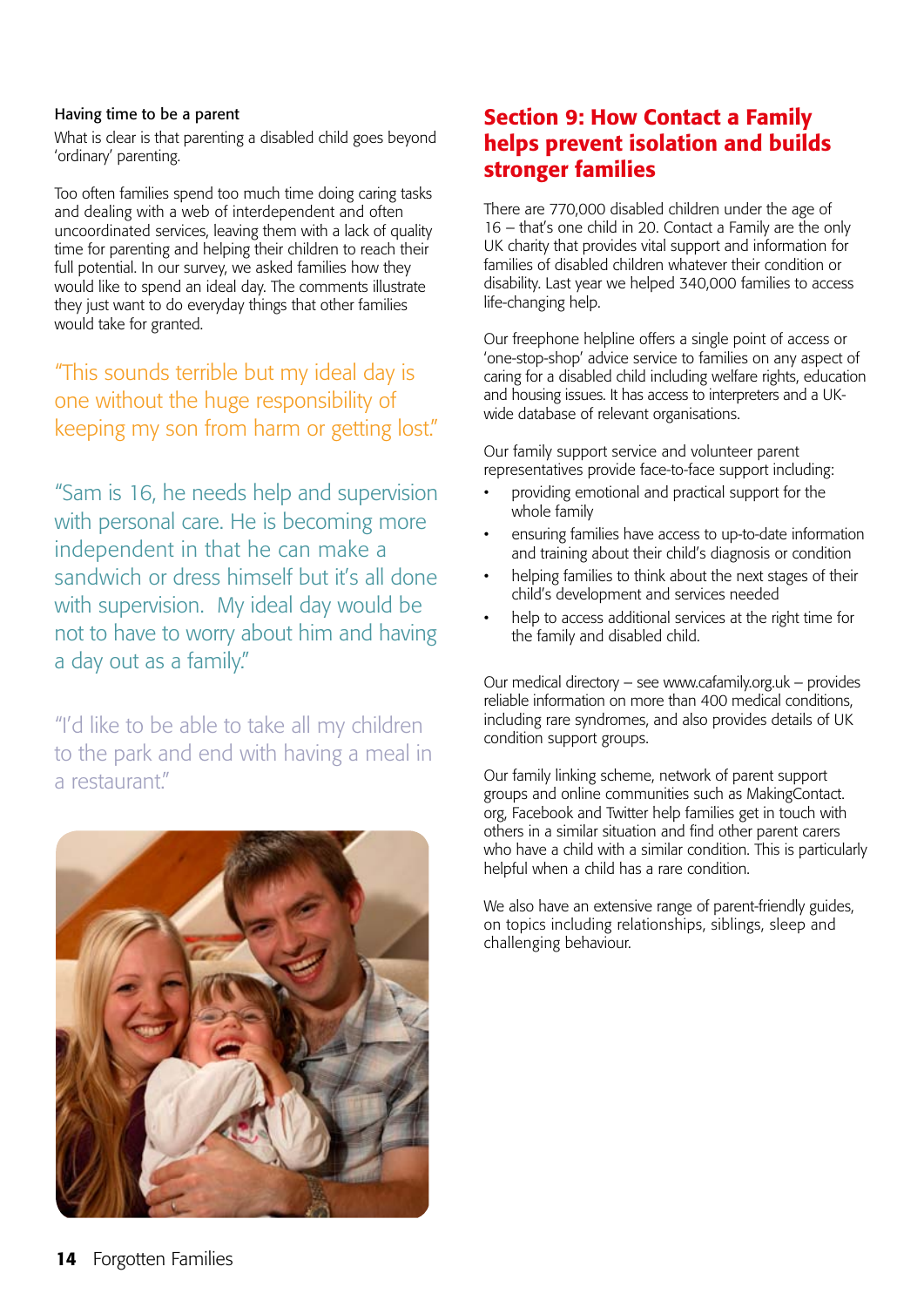### Having time to be a parent

What is clear is that parenting a disabled child goes beyond 'ordinary' parenting.

Too often families spend too much time doing caring tasks and dealing with a web of interdependent and often uncoordinated services, leaving them with a lack of quality time for parenting and helping their children to reach their full potential. In our survey, we asked families how they would like to spend an ideal day. The comments illustrate they just want to do everyday things that other families would take for granted.

"This sounds terrible but my ideal day is one without the huge responsibility of keeping my son from harm or getting lost."

"Sam is 16, he needs help and supervision with personal care. He is becoming more independent in that he can make a sandwich or dress himself but it's all done with supervision. My ideal day would be not to have to worry about him and having a day out as a family."

"I'd like to be able to take all my children to the park and end with having a meal in a restaurant."

## Section 9: How Contact a Family helps prevent isolation and builds stronger families

There are 770,000 disabled children under the age of 16 – that's one child in 20. Contact a Family are the only UK charity that provides vital support and information for families of disabled children whatever their condition or disability. Last year we helped 340,000 families to access life-changing help.

Our freephone helpline offers a single point of access or 'one-stop-shop' advice service to families on any aspect of caring for a disabled child including welfare rights, education and housing issues. It has access to interpreters and a UK-wide database of relevant organisations.

Our family support service and volunteer parent representatives provide face-to-face support including:

- providing emotional and practical support for the whole family
- ensuring families have access to up-to-date information and training about their child's diagnosis or condition
- helping families to think about the next stages of their child's development and services needed
- help to access additional services at the right time for the family and disabled child.

Our medical directory – see www.cafamily.org.uk – provides reliable information on more than 400 medical conditions, including rare syndromes, and also provides details of UK condition support groups.

Our family linking scheme, network of parent support groups and online communities such as MakingContact.org, Facebook and Twitter help families get in touch with others in a similar situation and find other parent carers who have a child with a similar condition. This is particularly helpful when a child has a rare condition.

We also have an extensive range of parent-friendly guides, on topics including relationships, siblings, sleep and challenging behaviour.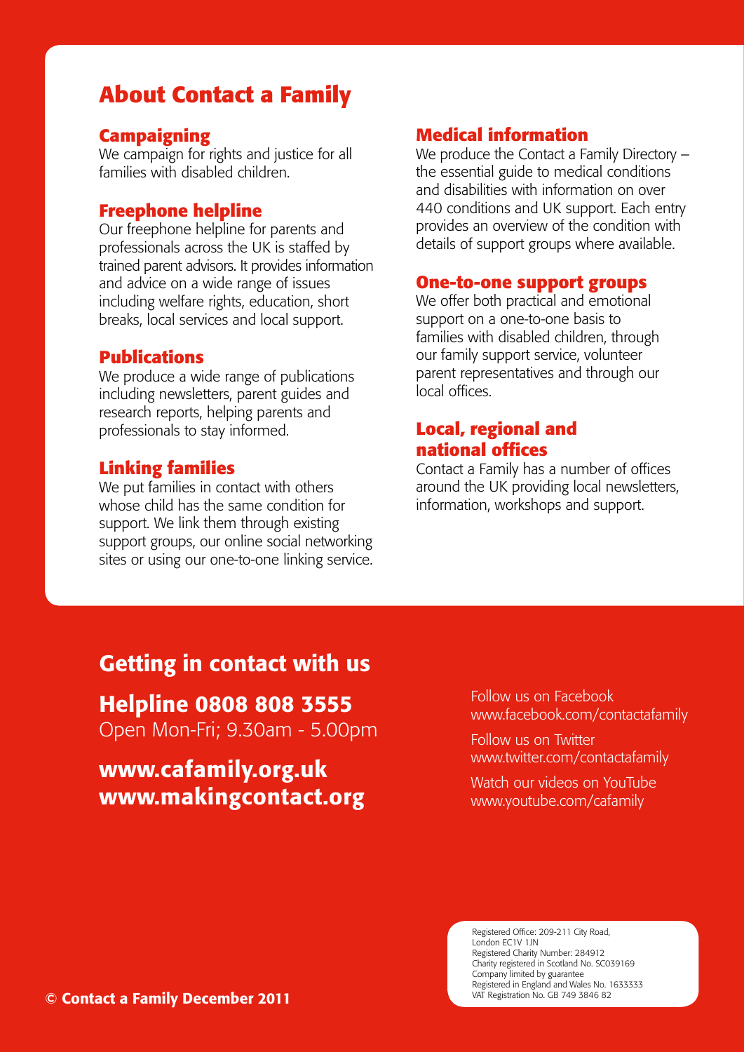# About Contact a Family

### Campaigning

We campaign for rights and justice for all families with disabled children.

### Freephone helpline

Our freephone helpline for parents and professionals across the UK is staffed by trained parent advisors. It provides information and advice on a wide range of issues including welfare rights, education, short breaks, local services and local support.

### Publications

We produce a wide range of publications including newsletters, parent guides and research reports, helping parents and professionals to stay informed.

### Linking families

We put families in contact with others whose child has the same condition for support. We link them through existing support groups, our online social networking sites or using our one-to-one linking service.

### Medical information

We produce the Contact a Family Directory – the essential guide to medical conditions and disabilities with information on over 440 conditions and UK support. Each entry provides an overview of the condition with details of support groups where available.

### One-to-one support groups

We offer both practical and emotional support on a one-to-one basis to families with disabled children, through our family support service, volunteer parent representatives and through our local offices.

### Local, regional and national offices

Contact a Family has a number of offices around the UK providing local newsletters, information, workshops and support.

## Getting in contact with us

**Helpline 0808 808 3555**
Open Mon-Fri; 9.30am - 5.00pm

**www.cafamily.org.uk**
**www.makingcontact.org**

Follow us on Facebook
www.facebook.com/contactafamily

Follow us on Twitter
www.twitter.com/contactafamily

Watch our videos on YouTube
www.youtube.com/cafamily

Registered Office: 209-211 City Road, London EC1V 1JN
Registered Charity Number: 284912
Charity registered in Scotland No. SC039169
Company limited by guarantee
Registered in England and Wales No. 1633333
VAT Registration No. GB 749 3846 82

**© Contact a Family December 2011**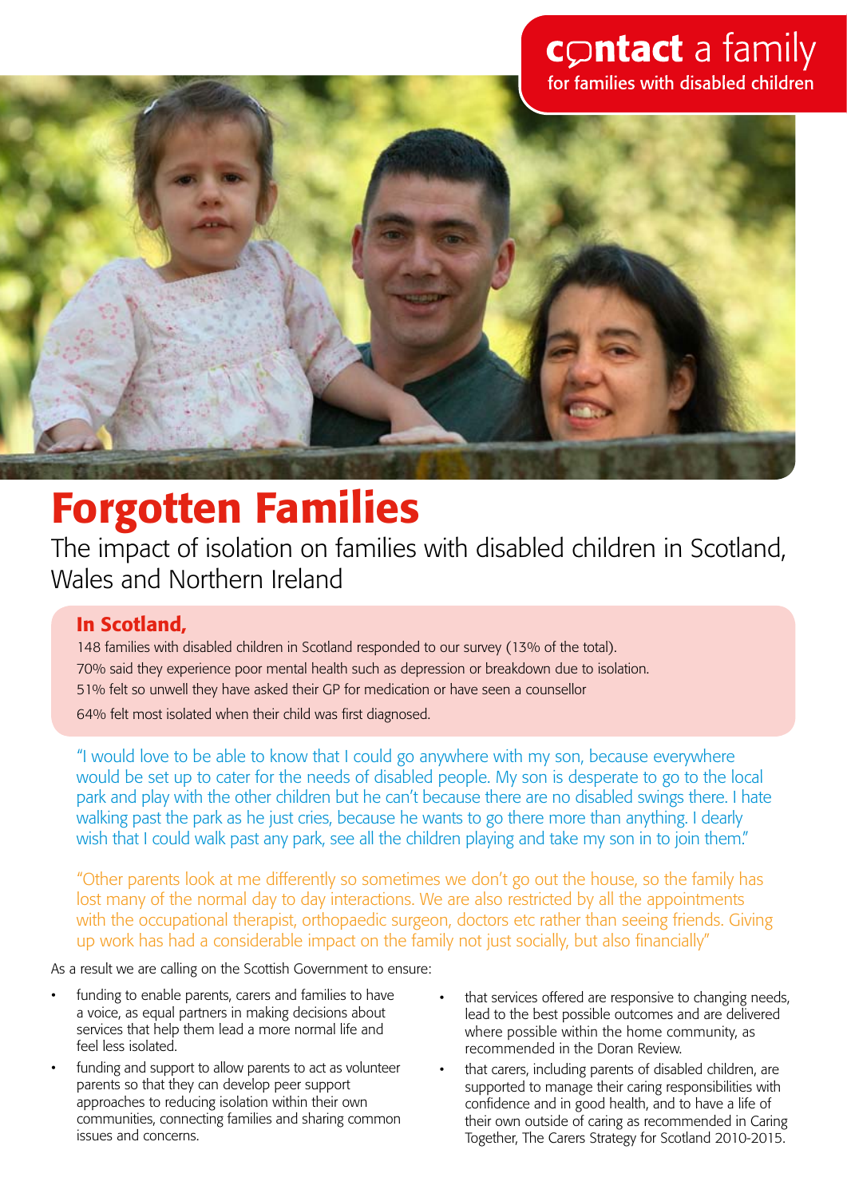contact a family
for families with disabled children

# Forgotten Families

The impact of isolation on families with disabled children in Scotland, Wales and Northern Ireland

## In Scotland,

148 families with disabled children in Scotland responded to our survey (13% of the total).

70% said they experience poor mental health such as depression or breakdown due to isolation.

51% felt so unwell they have asked their GP for medication or have seen a counsellor

64% felt most isolated when their child was first diagnosed.

"I would love to be able to know that I could go anywhere with my son, because everywhere would be set up to cater for the needs of disabled people. My son is desperate to go to the local park and play with the other children but he can't because there are no disabled swings there. I hate walking past the park as he just cries, because he wants to go there more than anything. I dearly wish that I could walk past any park, see all the children playing and take my son in to join them."

"Other parents look at me differently so sometimes we don't go out the house, so the family has lost many of the normal day to day interactions. We are also restricted by all the appointments with the occupational therapist, orthopaedic surgeon, doctors etc rather than seeing friends. Giving up work has had a considerable impact on the family not just socially, but also financially"

As a result we are calling on the Scottish Government to ensure:

- funding to enable parents, carers and families to have a voice, as equal partners in making decisions about services that help them lead a more normal life and feel less isolated.
- funding and support to allow parents to act as volunteer parents so that they can develop peer support approaches to reducing isolation within their own communities, connecting families and sharing common issues and concerns.
- that services offered are responsive to changing needs, lead to the best possible outcomes and are delivered where possible within the home community, as recommended in the Doran Review.
- that carers, including parents of disabled children, are supported to manage their caring responsibilities with confidence and in good health, and to have a life of their own outside of caring as recommended in Caring Together, The Carers Strategy for Scotland 2010-2015.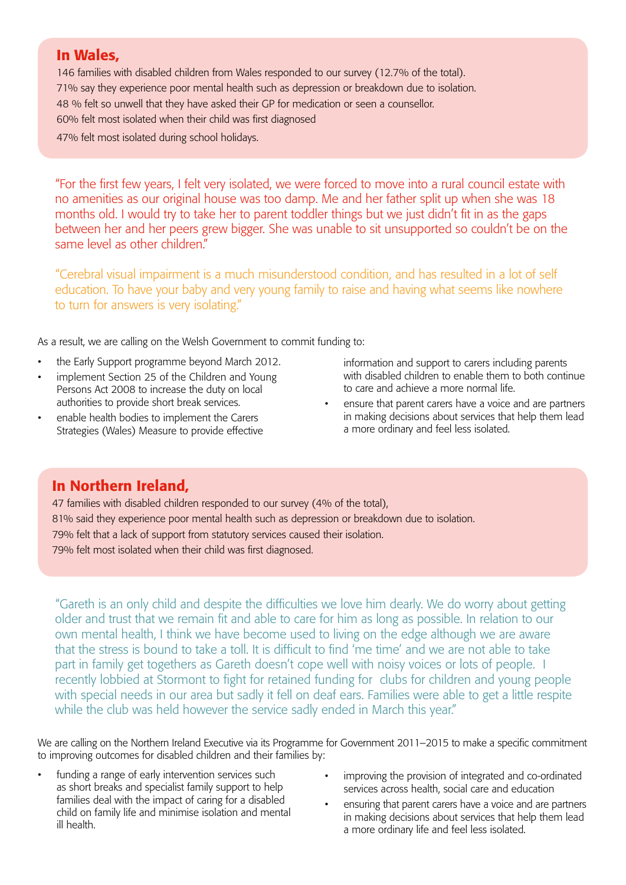## In Wales,

146 families with disabled children from Wales responded to our survey (12.7% of the total).

71% say they experience poor mental health such as depression or breakdown due to isolation.

48 % felt so unwell that they have asked their GP for medication or seen a counsellor.

60% felt most isolated when their child was first diagnosed

47% felt most isolated during school holidays.

"For the first few years, I felt very isolated, we were forced to move into a rural council estate with no amenities as our original house was too damp. Me and her father split up when she was 18 months old. I would try to take her to parent toddler things but we just didn't fit in as the gaps between her and her peers grew bigger. She was unable to sit unsupported so couldn't be on the same level as other children."

"Cerebral visual impairment is a much misunderstood condition, and has resulted in a lot of self education. To have your baby and very young family to raise and having what seems like nowhere to turn for answers is very isolating."

As a result, we are calling on the Welsh Government to commit funding to:

- the Early Support programme beyond March 2012.
- implement Section 25 of the Children and Young Persons Act 2008 to increase the duty on local authorities to provide short break services.
- enable health bodies to implement the Carers Strategies (Wales) Measure to provide effective information and support to carers including parents with disabled children to enable them to both continue to care and achieve a more normal life.
- ensure that parent carers have a voice and are partners in making decisions about services that help them lead a more ordinary and feel less isolated.

## In Northern Ireland,

47 families with disabled children responded to our survey (4% of the total),

81% said they experience poor mental health such as depression or breakdown due to isolation.

79% felt that a lack of support from statutory services caused their isolation.

79% felt most isolated when their child was first diagnosed.

"Gareth is an only child and despite the difficulties we love him dearly. We do worry about getting older and trust that we remain fit and able to care for him as long as possible. In relation to our own mental health, I think we have become used to living on the edge although we are aware that the stress is bound to take a toll. It is difficult to find 'me time' and we are not able to take part in family get togethers as Gareth doesn't cope well with noisy voices or lots of people. I recently lobbied at Stormont to fight for retained funding for clubs for children and young people with special needs in our area but sadly it fell on deaf ears. Families were able to get a little respite while the club was held however the service sadly ended in March this year."

We are calling on the Northern Ireland Executive via its Programme for Government 2011–2015 to make a specific commitment to improving outcomes for disabled children and their families by:

- funding a range of early intervention services such as short breaks and specialist family support to help families deal with the impact of caring for a disabled child on family life and minimise isolation and mental ill health.
- improving the provision of integrated and co-ordinated services across health, social care and education
- ensuring that parent carers have a voice and are partners in making decisions about services that help them lead a more ordinary life and feel less isolated.